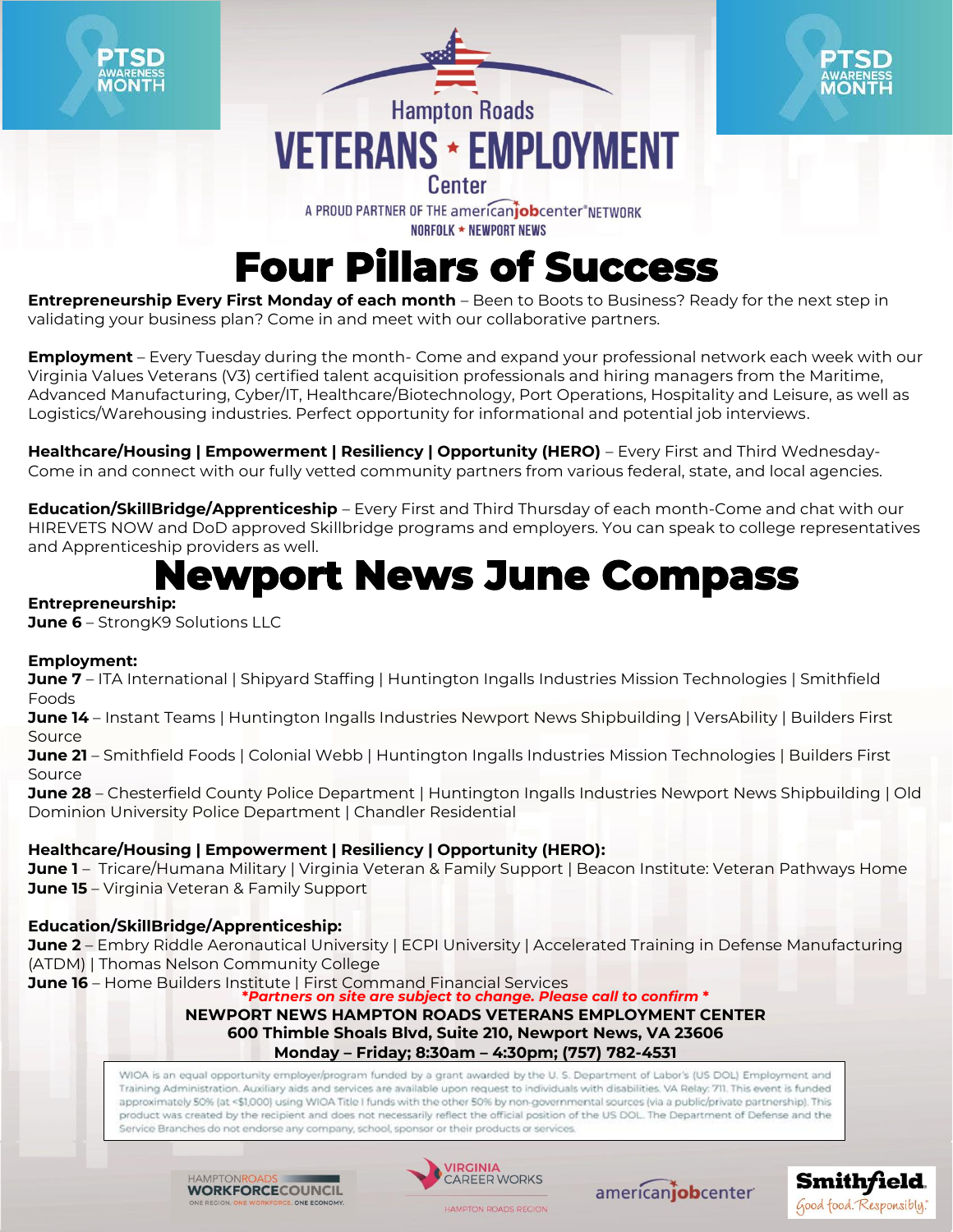PTSD AWARENESS MONTH

Hampton Roads

# VETERANS * EMPLOYMENT Center

A PROUD PARTNER OF THE americanjobcenter NETWORK

NORFOLK * NEWPORT NEWS

# Four Pillars of Success

**Entrepreneurship Every First Monday of each month** – Been to Boots to Business? Ready for the next step in validating your business plan? Come in and meet with our collaborative partners.

**Employment** – Every Tuesday during the month- Come and expand your professional network each week with our Virginia Values Veterans (V3) certified talent acquisition professionals and hiring managers from the Maritime, Advanced Manufacturing, Cyber/IT, Healthcare/Biotechnology, Port Operations, Hospitality and Leisure, as well as Logistics/Warehousing industries. Perfect opportunity for informational and potential job interviews.

**Healthcare/Housing | Empowerment | Resiliency | Opportunity (HERO)** – Every First and Third Wednesday- Come in and connect with our fully vetted community partners from various federal, state, and local agencies.

**Education/SkillBridge/Apprenticeship** – Every First and Third Thursday of each month-Come and chat with our HIREVETS NOW and DoD approved Skillbridge programs and employers. You can speak to college representatives and Apprenticeship providers as well.

# Newport News June Compass

**Entrepreneurship:**
**June 6** – StrongK9 Solutions LLC

**Employment:**
**June 7** – ITA International | Shipyard Staffing | Huntington Ingalls Industries Mission Technologies | Smithfield Foods
**June 14** – Instant Teams | Huntington Ingalls Industries Newport News Shipbuilding | VersAbility | Builders First Source
**June 21** – Smithfield Foods | Colonial Webb | Huntington Ingalls Industries Mission Technologies | Builders First Source
**June 28** – Chesterfield County Police Department | Huntington Ingalls Industries Newport News Shipbuilding | Old Dominion University Police Department | Chandler Residential

**Healthcare/Housing | Empowerment | Resiliency | Opportunity (HERO):**
**June 1** – Tricare/Humana Military | Virginia Veteran & Family Support | Beacon Institute: Veteran Pathways Home
**June 15** – Virginia Veteran & Family Support

**Education/SkillBridge/Apprenticeship:**
**June 2** – Embry Riddle Aeronautical University | ECPI University | Accelerated Training in Defense Manufacturing (ATDM) | Thomas Nelson Community College
**June 16** – Home Builders Institute | First Command Financial Services

***Partners on site are subject to change. Please call to confirm ***

**NEWPORT NEWS HAMPTON ROADS VETERANS EMPLOYMENT CENTER**
**600 Thimble Shoals Blvd, Suite 210, Newport News, VA 23606**
**Monday – Friday; 8:30am – 4:30pm; (757) 782-4531**

WIOA is an equal opportunity employer/program funded by a grant awarded by the U. S. Department of Labor's (US DOL) Employment and Training Administration. Auxiliary aids and services are available upon request to individuals with disabilities. VA Relay: 711. This event is funded approximately 50% (at <$1,000) using WIOA Title I funds with the other 50% by non-governmental sources (via a public/private partnership). This product was created by the recipient and does not necessarily reflect the official position of the US DOL. The Department of Defense and the Service Branches do not endorse any company, school, sponsor or their products or services.

HAMPTON ROADS WORKFORCE COUNCIL — ONE REGION. ONE WORKFORCE. ONE ECONOMY. | VIRGINIA CAREER WORKS — HAMPTON ROADS REGION | americanjobcenter | Smithfield. Good food. Responsibly.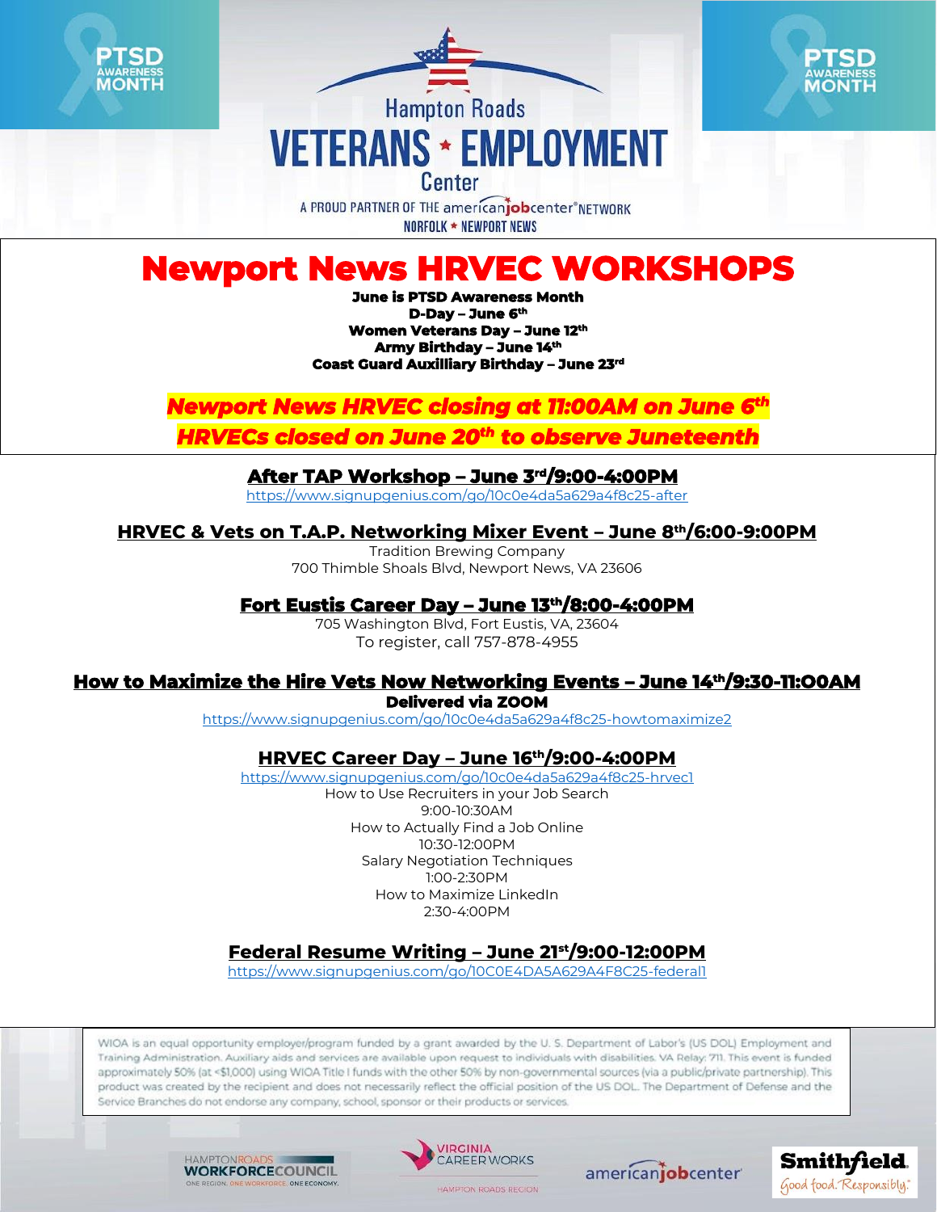PTSD AWARENESS MONTH

Hampton Roads

# VETERANS ★ EMPLOYMENT Center

A PROUD PARTNER OF THE americanjobcenter® NETWORK

NORFOLK ★ NEWPORT NEWS

PTSD AWARENESS MONTH

# Newport News HRVEC WORKSHOPS

**June is PTSD Awareness Month**
**D-Day – June 6th**
**Women Veterans Day – June 12th**
**Army Birthday – June 14th**
**Coast Guard Auxilliary Birthday – June 23rd**

***Newport News HRVEC closing at 11:00AM on June 6th***
***HRVECs closed on June 20th to observe Juneteenth***

## After TAP Workshop – June 3rd/9:00-4:00PM

https://www.signupgenius.com/go/10c0e4da5a629a4f8c25-after

## HRVEC & Vets on T.A.P. Networking Mixer Event – June 8th/6:00-9:00PM

Tradition Brewing Company
700 Thimble Shoals Blvd, Newport News, VA 23606

## Fort Eustis Career Day – June 13th/8:00-4:00PM

705 Washington Blvd, Fort Eustis, VA, 23604
To register, call 757-878-4955

## How to Maximize the Hire Vets Now Networking Events – June 14th/9:30-11:00AM

**Delivered via ZOOM**

https://www.signupgenius.com/go/10c0e4da5a629a4f8c25-howtomaximize2

## HRVEC Career Day – June 16th/9:00-4:00PM

https://www.signupgenius.com/go/10c0e4da5a629a4f8c25-hrvec1

How to Use Recruiters in your Job Search
9:00-10:30AM
How to Actually Find a Job Online
10:30-12:00PM
Salary Negotiation Techniques
1:00-2:30PM
How to Maximize LinkedIn
2:30-4:00PM

## Federal Resume Writing – June 21st/9:00-12:00PM

https://www.signupgenius.com/go/10C0E4DA5A629A4F8C25-federal1

WIOA is an equal opportunity employer/program funded by a grant awarded by the U. S. Department of Labor's (US DOL) Employment and Training Administration. Auxiliary aids and services are available upon request to individuals with disabilities. VA Relay: 711. This event is funded approximately 50% (at <$1,000) using WIOA Title I funds with the other 50% by non-governmental sources (via a public/private partnership). This product was created by the recipient and does not necessarily reflect the official position of the US DOL. The Department of Defense and the Service Branches do not endorse any company, school, sponsor or their products or services.

HAMPTON ROADS WORKFORCE COUNCIL – ONE REGION. ONE WORKFORCE. ONE ECONOMY. | VIRGINIA CAREER WORKS – HAMPTON ROADS REGION | americanjobcenter | Smithfield – Good food. Responsibly.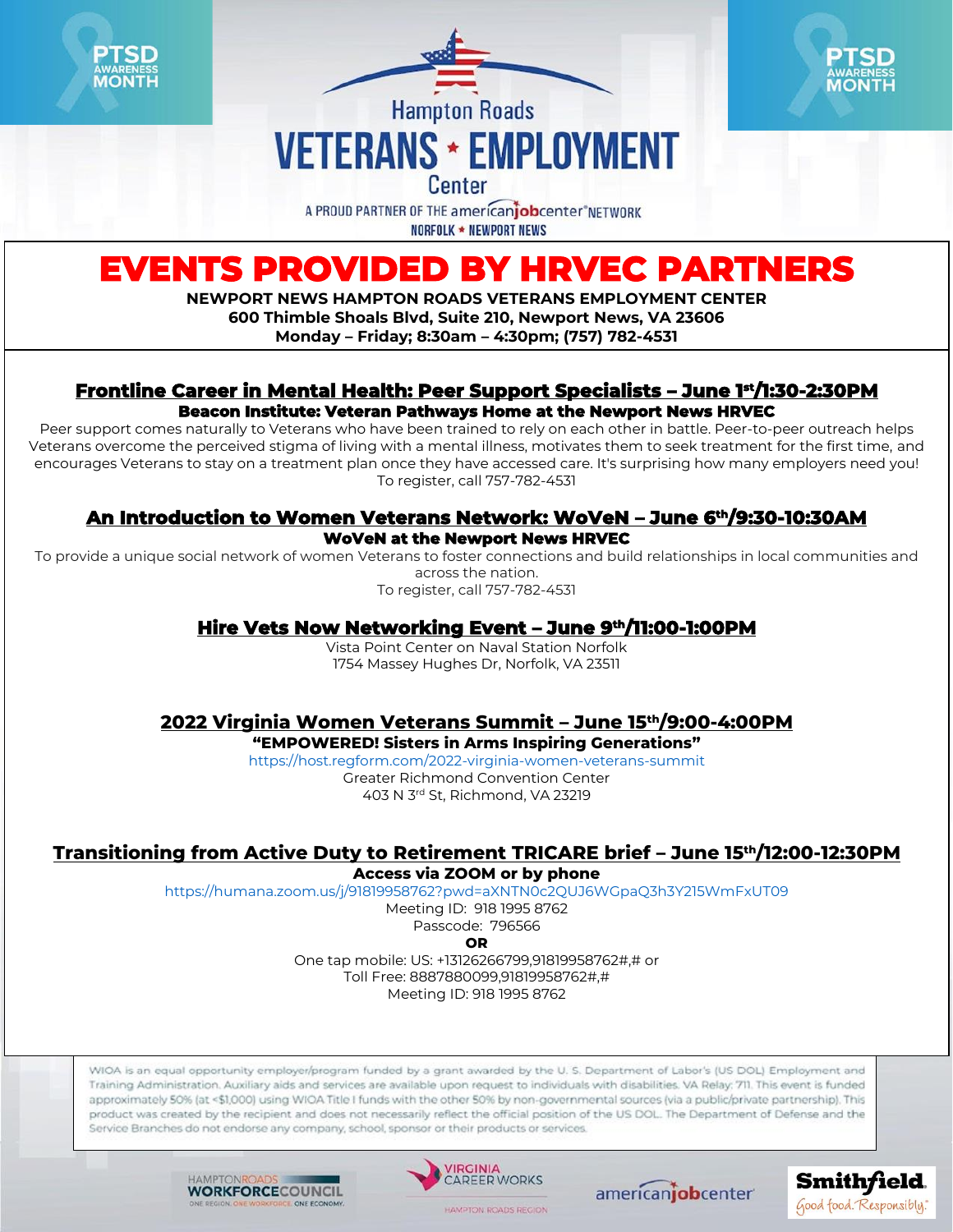PTSD AWARENESS MONTH

Hampton Roads

# VETERANS ★ EMPLOYMENT Center

A PROUD PARTNER OF THE americanjobcenter NETWORK

NORFOLK ★ NEWPORT NEWS

# EVENTS PROVIDED BY HRVEC PARTNERS

**NEWPORT NEWS HAMPTON ROADS VETERANS EMPLOYMENT CENTER**
**600 Thimble Shoals Blvd, Suite 210, Newport News, VA 23606**
**Monday – Friday; 8:30am – 4:30pm; (757) 782-4531**

## Frontline Career in Mental Health: Peer Support Specialists – June 1st/1:30-2:30PM

**Beacon Institute: Veteran Pathways Home at the Newport News HRVEC**

Peer support comes naturally to Veterans who have been trained to rely on each other in battle. Peer-to-peer outreach helps Veterans overcome the perceived stigma of living with a mental illness, motivates them to seek treatment for the first time, and encourages Veterans to stay on a treatment plan once they have accessed care. It's surprising how many employers need you!

To register, call 757-782-4531

## An Introduction to Women Veterans Network: WoVeN – June 6th/9:30-10:30AM

**WoVeN at the Newport News HRVEC**

To provide a unique social network of women Veterans to foster connections and build relationships in local communities and across the nation.

To register, call 757-782-4531

## Hire Vets Now Networking Event – June 9th/11:00-1:00PM

Vista Point Center on Naval Station Norfolk
1754 Massey Hughes Dr, Norfolk, VA 23511

## 2022 Virginia Women Veterans Summit – June 15th/9:00-4:00PM

**"EMPOWERED! Sisters in Arms Inspiring Generations"**

https://host.regform.com/2022-virginia-women-veterans-summit

Greater Richmond Convention Center
403 N 3rd St, Richmond, VA 23219

## Transitioning from Active Duty to Retirement TRICARE brief – June 15th/12:00-12:30PM

**Access via ZOOM or by phone**

https://humana.zoom.us/j/91819958762?pwd=aXNTN0c2QUJ6WGpaQ3h3Y215WmFxUT09

Meeting ID: 918 1995 8762
Passcode: 796566

**OR**

One tap mobile: US: +13126266799,91819958762#,# or
Toll Free: 8887880099,91819958762#,#
Meeting ID: 918 1995 8762

WIOA is an equal opportunity employer/program funded by a grant awarded by the U. S. Department of Labor's (US DOL) Employment and Training Administration. Auxiliary aids and services are available upon request to individuals with disabilities. VA Relay: 711. This event is funded approximately 50% (at <$1,000) using WIOA Title I funds with the other 50% by non-governmental sources (via a public/private partnership). This product was created by the recipient and does not necessarily reflect the official position of the US DOL. The Department of Defense and the Service Branches do not endorse any company, school, sponsor or their products or services.

HAMPTON ROADS WORKFORCE COUNCIL — ONE REGION. ONE WORKFORCE. ONE ECONOMY. | VIRGINIA CAREER WORKS — HAMPTON ROADS REGION | americanjobcenter | Smithfield. Good food. Responsibly.